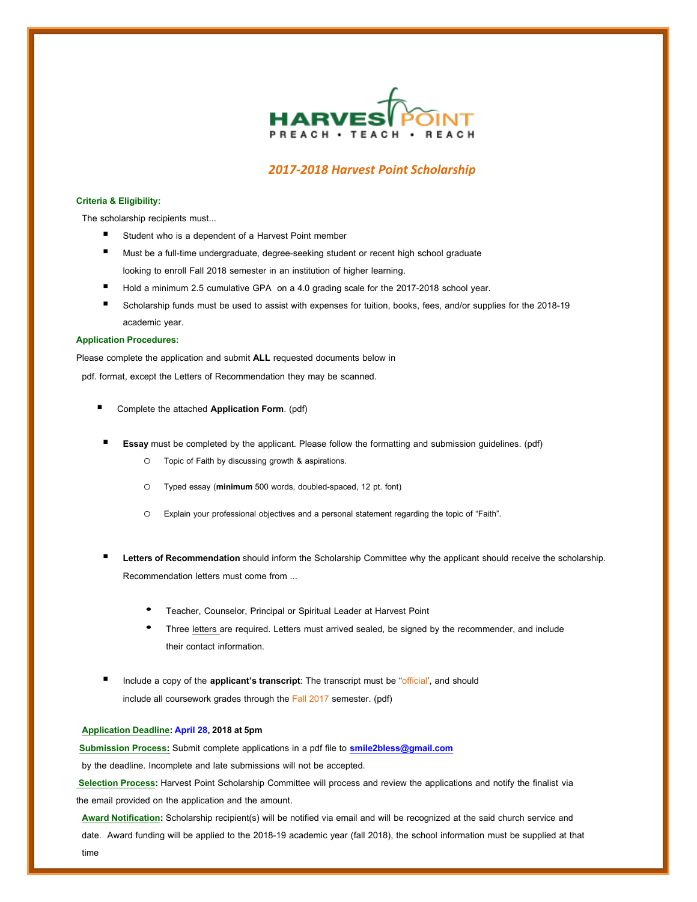HARVEST POINT
PREACH • TEACH • REACH

# *2017-2018 Harvest Point Scholarship*

**Criteria & Eligibility:**

The scholarship recipients must...

- Student who is a dependent of a Harvest Point member
- Must be a full-time undergraduate, degree-seeking student or recent high school graduate looking to enroll Fall 2018 semester in an institution of higher learning.
- Hold a minimum 2.5 cumulative GPA on a 4.0 grading scale for the 2017-2018 school year.
- Scholarship funds must be used to assist with expenses for tuition, books, fees, and/or supplies for the 2018-19 academic year.

**Application Procedures:**

Please complete the application and submit **ALL** requested documents below in pdf. format, except the Letters of Recommendation they may be scanned.

- Complete the attached **Application Form**. (pdf)
- **Essay** must be completed by the applicant. Please follow the formatting and submission guidelines. (pdf)
  - Topic of Faith by discussing growth & aspirations.
  - Typed essay (**minimum** 500 words, doubled-spaced, 12 pt. font)
  - Explain your professional objectives and a personal statement regarding the topic of "Faith".
- **Letters of Recommendation** should inform the Scholarship Committee why the applicant should receive the scholarship. Recommendation letters must come from ...
  - Teacher, Counselor, Principal or Spiritual Leader at Harvest Point
  - Three letters are required. Letters must arrived sealed, be signed by the recommender, and include their contact information.
- Include a copy of the **applicant's transcript**: The transcript must be "official', and should include all coursework grades through the Fall 2017 semester. (pdf)

**Application Deadline: April 28, 2018 at 5pm**

**Submission Process:** Submit complete applications in a pdf file to **smile2bless@gmail.com** by the deadline. Incomplete and late submissions will not be accepted.

**Selection Process:** Harvest Point Scholarship Committee will process and review the applications and notify the finalist via the email provided on the application and the amount.

**Award Notification:** Scholarship recipient(s) will be notified via email and will be recognized at the said church service and date. Award funding will be applied to the 2018-19 academic year (fall 2018), the school information must be supplied at that time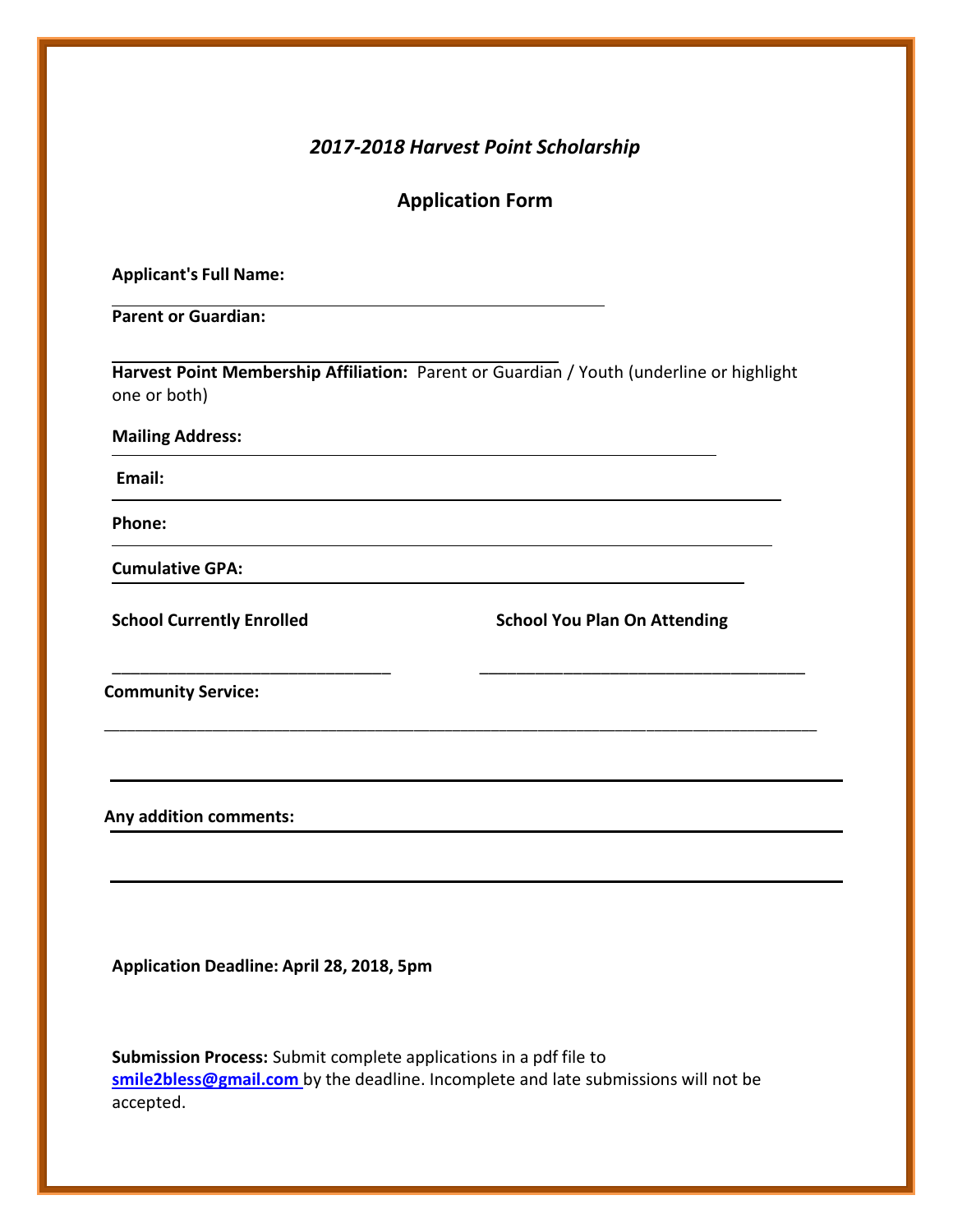*2017-2018 Harvest Point Scholarship*

**Application Form**

**Applicant's Full Name:** ______________________________________________

**Parent or Guardian:** ______________________________________________

**Harvest Point Membership Affiliation:** Parent or Guardian / Youth (underline or highlight one or both)

**Mailing Address:** ______________________________________________

**Email:** ______________________________________________

**Phone:** ______________________________________________

**Cumulative GPA:** ______________________________________________

**School Currently Enrolled** ______________________________

**School You Plan On Attending** ___________________________________

**Community Service:**

_______________________________________________________________________________

_______________________________________________________________________________

**Any addition comments:** _______________________________________________________

_______________________________________________________________________________

**Application Deadline: April 28, 2018, 5pm**

**Submission Process:** Submit complete applications in a pdf file to **smile2bless@gmail.com** by the deadline. Incomplete and late submissions will not be accepted.